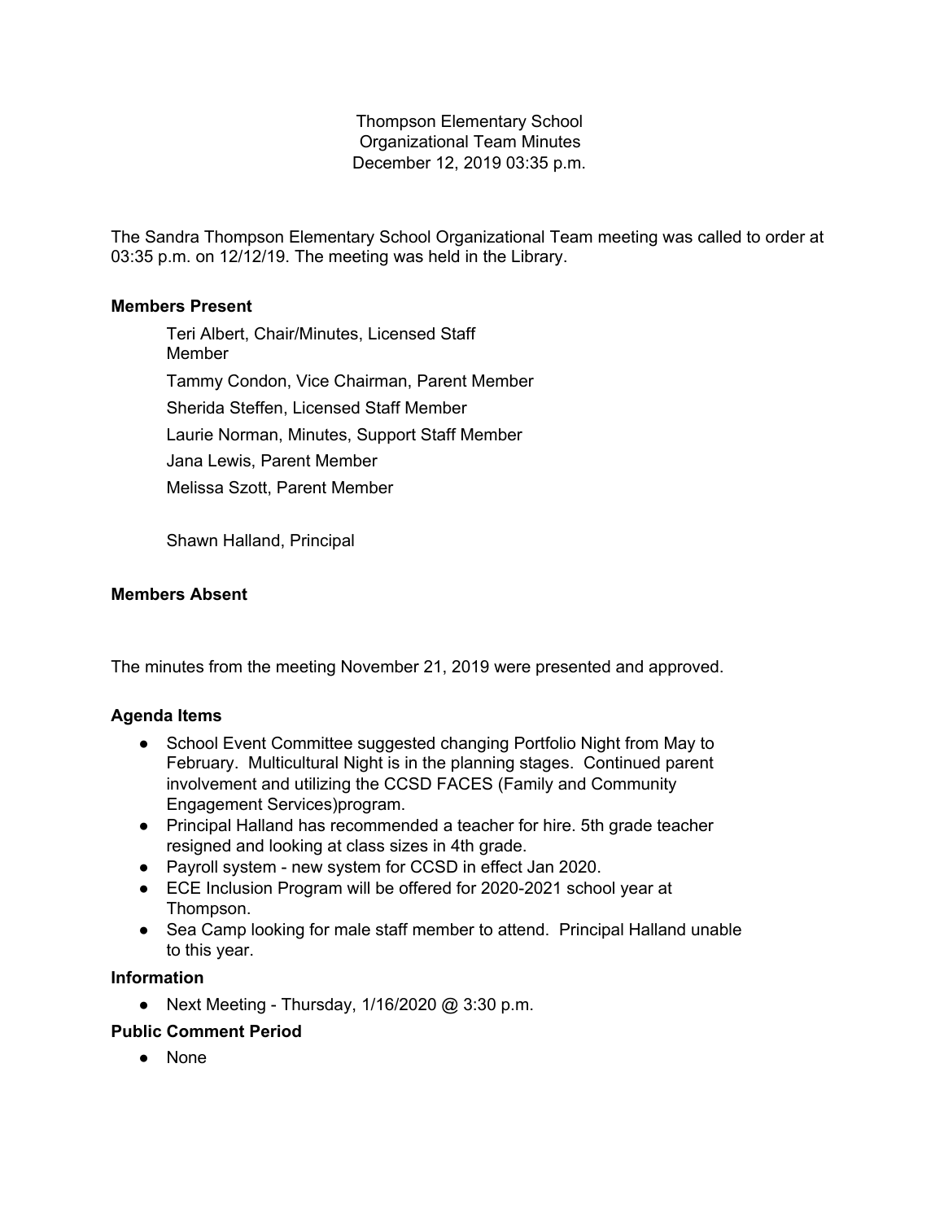Thompson Elementary School
Organizational Team Minutes
December 12, 2019 03:35 p.m.

The Sandra Thompson Elementary School Organizational Team meeting was called to order at 03:35 p.m. on 12/12/19. The meeting was held in the Library.

**Members Present**

Teri Albert, Chair/Minutes, Licensed Staff Member

Tammy Condon, Vice Chairman, Parent Member

Sherida Steffen, Licensed Staff Member

Laurie Norman, Minutes, Support Staff Member

Jana Lewis, Parent Member

Melissa Szott, Parent Member

Shawn Halland, Principal

**Members Absent**

The minutes from the meeting November 21, 2019 were presented and approved.

**Agenda Items**

- School Event Committee suggested changing Portfolio Night from May to February. Multicultural Night is in the planning stages. Continued parent involvement and utilizing the CCSD FACES (Family and Community Engagement Services)program.
- Principal Halland has recommended a teacher for hire. 5th grade teacher resigned and looking at class sizes in 4th grade.
- Payroll system - new system for CCSD in effect Jan 2020.
- ECE Inclusion Program will be offered for 2020-2021 school year at Thompson.
- Sea Camp looking for male staff member to attend. Principal Halland unable to this year.

**Information**

- Next Meeting - Thursday, 1/16/2020 @ 3:30 p.m.

**Public Comment Period**

- None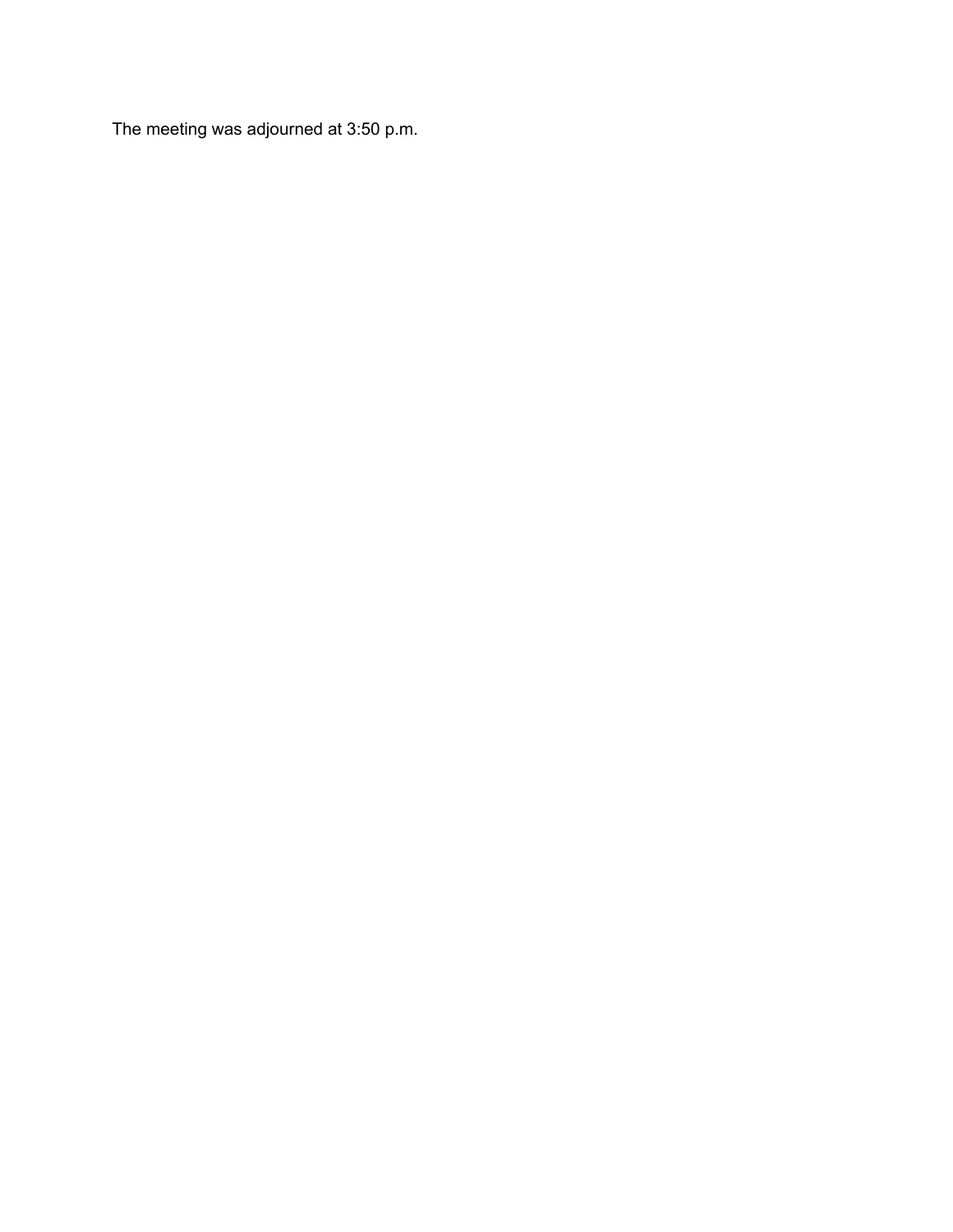The meeting was adjourned at 3:50 p.m.